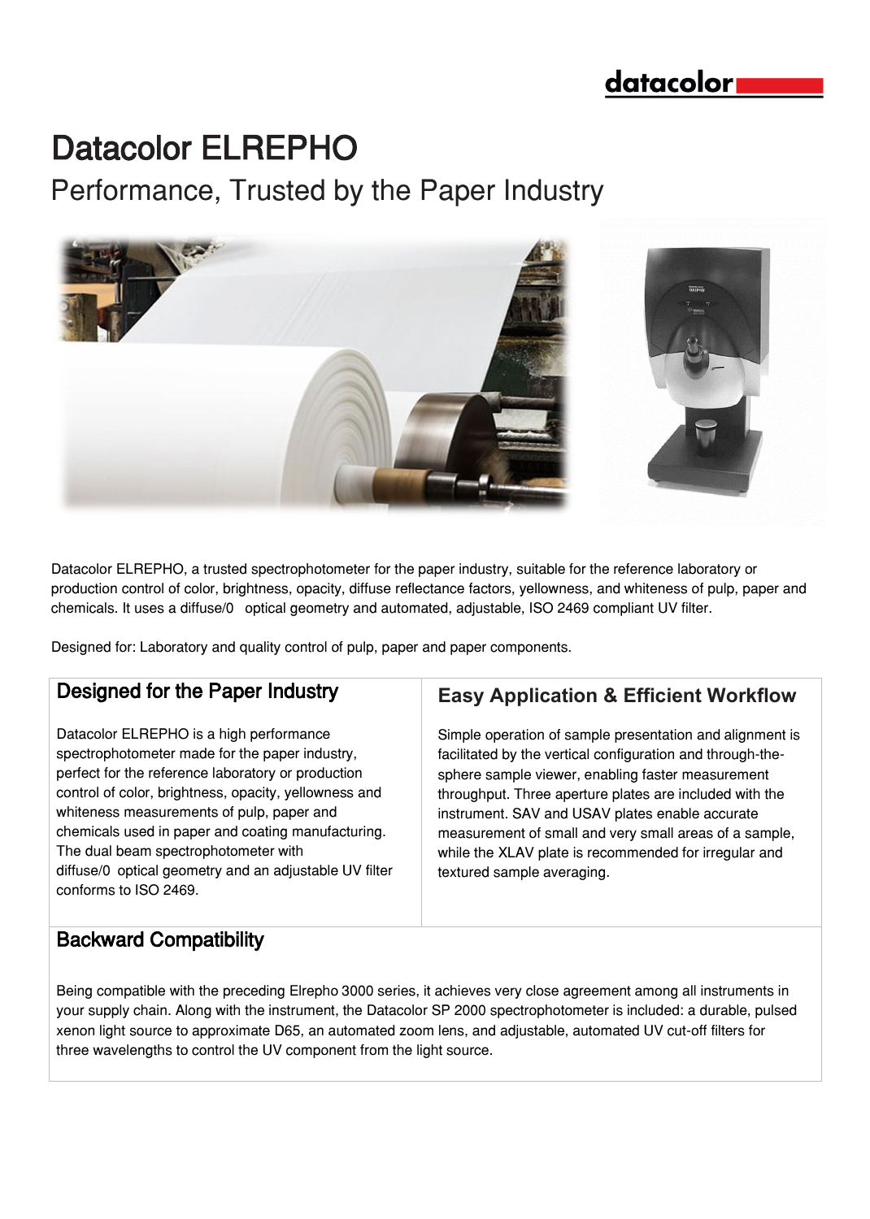# Datacolor ELREPHO

## Performance, Trusted by the Paper Industry

Datacolor ELREPHO, a trusted spectrophotometer for the paper industry, suitable for the reference laboratory or production control of color, brightness, opacity, diffuse reflectance factors, yellowness, and whiteness of pulp, paper and chemicals. It uses a diffuse/0 optical geometry and automated, adjustable, ISO 2469 compliant UV filter.

Designed for: Laboratory and quality control of pulp, paper and paper components.

### Designed for the Paper Industry

Datacolor ELREPHO is a high performance spectrophotometer made for the paper industry, perfect for the reference laboratory or production control of color, brightness, opacity, yellowness and whiteness measurements of pulp, paper and chemicals used in paper and coating manufacturing. The dual beam spectrophotometer with diffuse/0 optical geometry and an adjustable UV filter conforms to ISO 2469.

### Easy Application & Efficient Workflow

Simple operation of sample presentation and alignment is facilitated by the vertical configuration and through-the-sphere sample viewer, enabling faster measurement throughput. Three aperture plates are included with the instrument. SAV and USAV plates enable accurate measurement of small and very small areas of a sample, while the XLAV plate is recommended for irregular and textured sample averaging.

### Backward Compatibility

Being compatible with the preceding Elrepho 3000 series, it achieves very close agreement among all instruments in your supply chain. Along with the instrument, the Datacolor SP 2000 spectrophotometer is included: a durable, pulsed xenon light source to approximate D65, an automated zoom lens, and adjustable, automated UV cut-off filters for three wavelengths to control the UV component from the light source.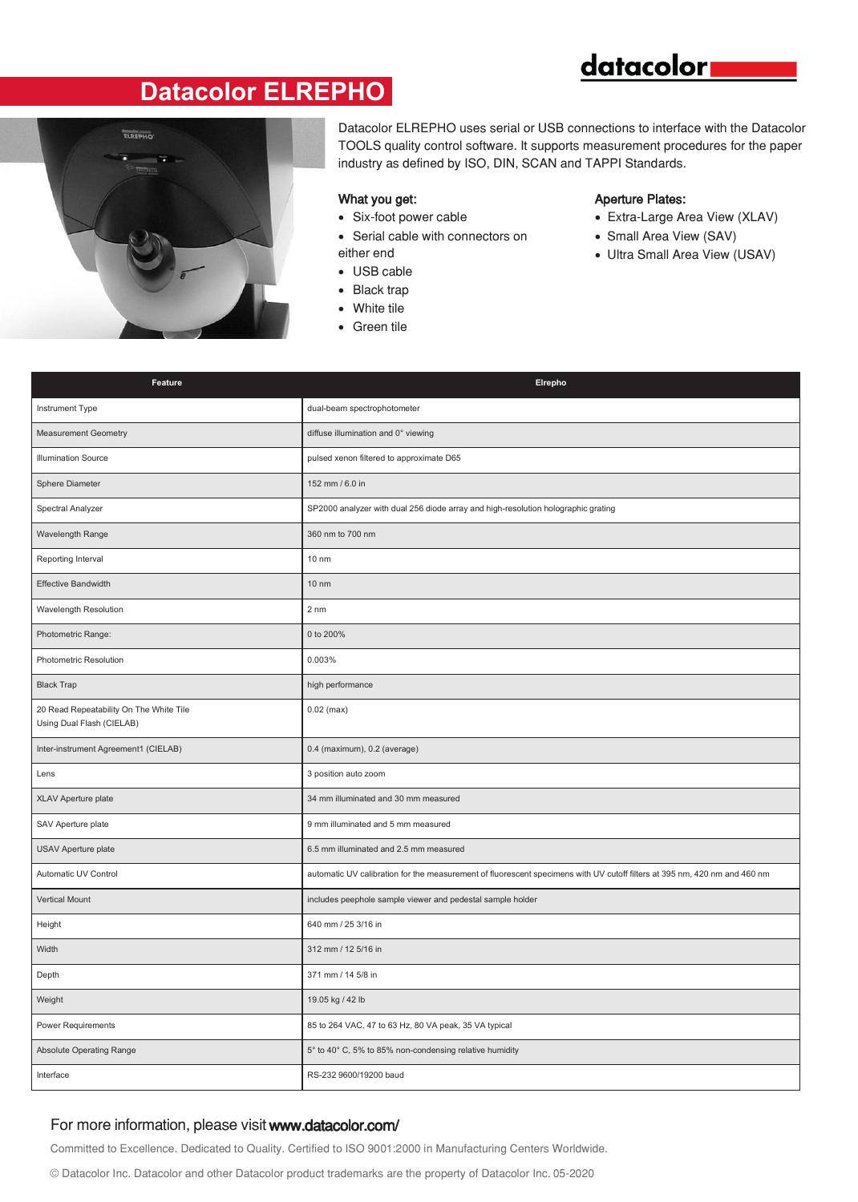# Datacolor ELREPHO

Datacolor ELREPHO uses serial or USB connections to interface with the Datacolor TOOLS quality control software. It supports measurement procedures for the paper industry as defined by ISO, DIN, SCAN and TAPPI Standards.

**What you get:**

- Six-foot power cable
- Serial cable with connectors on either end
- USB cable
- Black trap
- White tile
- Green tile

**Aperture Plates:**

- Extra-Large Area View (XLAV)
- Small Area View (SAV)
- Ultra Small Area View (USAV)

| Feature | Elrepho |
|---|---|
| Instrument Type | dual-beam spectrophotometer |
| Measurement Geometry | diffuse illumination and 0° viewing |
| Illumination Source | pulsed xenon filtered to approximate D65 |
| Sphere Diameter | 152 mm / 6.0 in |
| Spectral Analyzer | SP2000 analyzer with dual 256 diode array and high-resolution holographic grating |
| Wavelength Range | 360 nm to 700 nm |
| Reporting Interval | 10 nm |
| Effective Bandwidth | 10 nm |
| Wavelength Resolution | 2 nm |
| Photometric Range: | 0 to 200% |
| Photometric Resolution | 0.003% |
| Black Trap | high performance |
| 20 Read Repeatability On The White Tile Using Dual Flash (CIELAB) | 0.02 (max) |
| Inter-instrument Agreement1 (CIELAB) | 0.4 (maximum), 0.2 (average) |
| Lens | 3 position auto zoom |
| XLAV Aperture plate | 34 mm illuminated and 30 mm measured |
| SAV Aperture plate | 9 mm illuminated and 5 mm measured |
| USAV Aperture plate | 6.5 mm illuminated and 2.5 mm measured |
| Automatic UV Control | automatic UV calibration for the measurement of fluorescent specimens with UV cutoff filters at 395 nm, 420 nm and 460 nm |
| Vertical Mount | includes peephole sample viewer and pedestal sample holder |
| Height | 640 mm / 25 3/16 in |
| Width | 312 mm / 12 5/16 in |
| Depth | 371 mm / 14 5/8 in |
| Weight | 19.05 kg / 42 lb |
| Power Requirements | 85 to 264 VAC, 47 to 63 Hz, 80 VA peak, 35 VA typical |
| Absolute Operating Range | 5° to 40° C, 5% to 85% non-condensing relative humidity |
| Interface | RS-232 9600/19200 baud |

For more information, please visit **www.datacolor.com/**

Committed to Excellence. Dedicated to Quality. Certified to ISO 9001:2000 in Manufacturing Centers Worldwide.

© Datacolor Inc. Datacolor and other Datacolor product trademarks are the property of Datacolor Inc. 05-2020